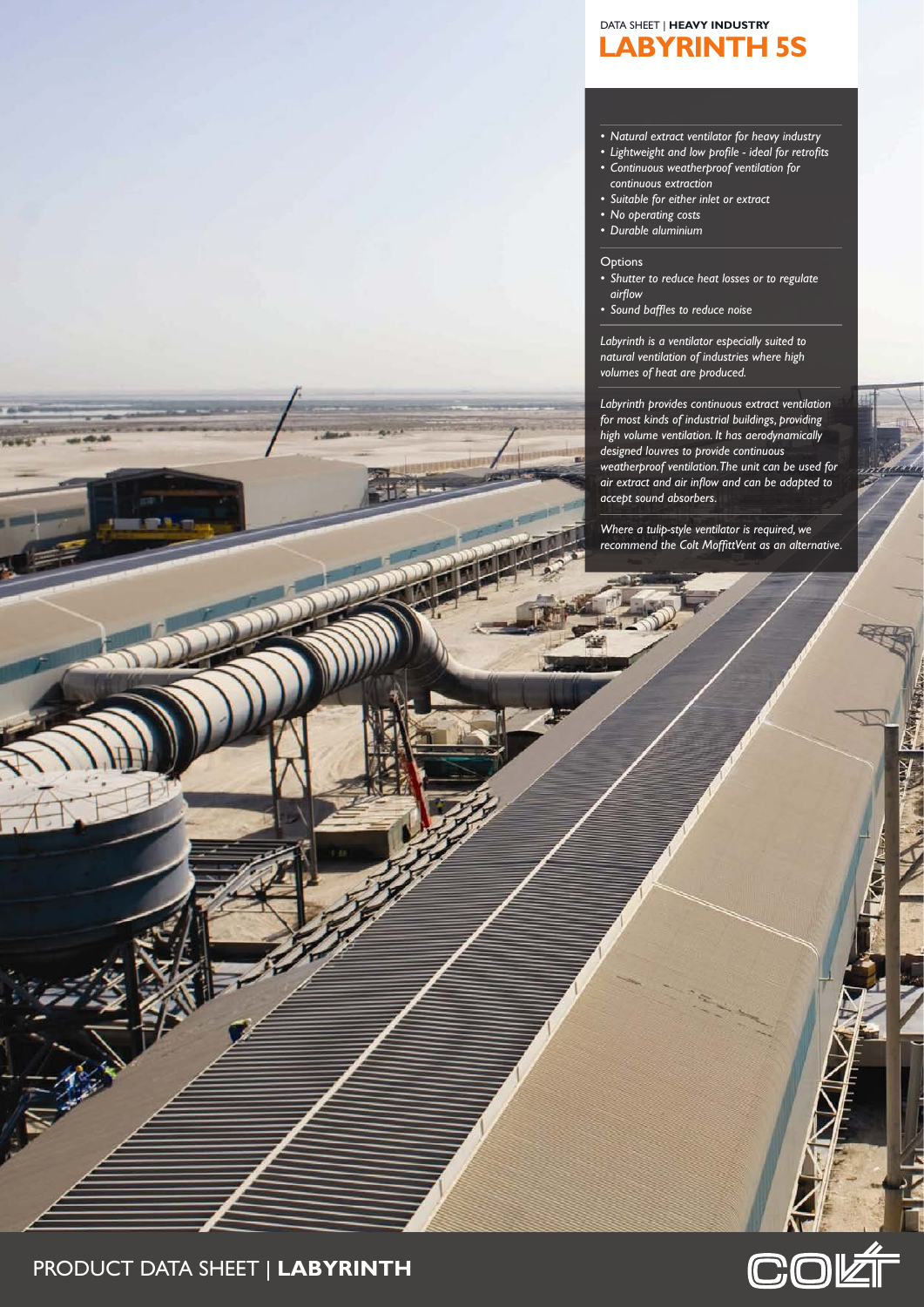DATA SHEET | **HEAVY INDUSTRY**

# LABYRINTH 5S

- *Natural extract ventilator for heavy industry*
- *Lightweight and low profile - ideal for retrofits*
- *Continuous weatherproof ventilation for continuous extraction*
- *Suitable for either inlet or extract*
- *No operating costs*
- *Durable aluminium*

Options

- *Shutter to reduce heat losses or to regulate airflow*
- *Sound baffles to reduce noise*

*Labyrinth is a ventilator especially suited to natural ventilation of industries where high volumes of heat are produced.*

*Labyrinth provides continuous extract ventilation for most kinds of industrial buildings, providing high volume ventilation. It has aerodynamically designed louvres to provide continuous weatherproof ventilation. The unit can be used for air extract and air inflow and can be adapted to accept sound absorbers.*

*Where a tulip-style ventilator is required, we recommend the Colt MoffittVent as an alternative.*

PRODUCT DATA SHEET | **LABYRINTH**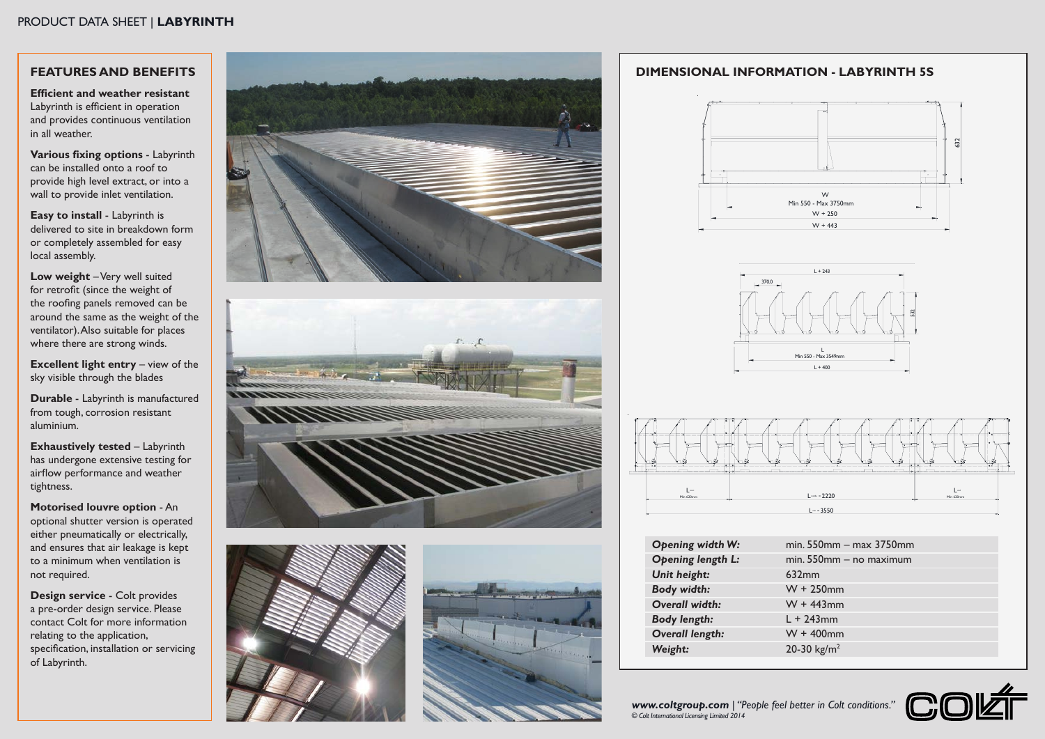PRODUCT DATA SHEET | **LABYRINTH**

## FEATURES AND BENEFITS

**Efficient and weather resistant**
Labyrinth is efficient in operation and provides continuous ventilation in all weather.

**Various fixing options** - Labyrinth can be installed onto a roof to provide high level extract, or into a wall to provide inlet ventilation.

**Easy to install** - Labyrinth is delivered to site in breakdown form or completely assembled for easy local assembly.

**Low weight** – Very well suited for retrofit (since the weight of the roofing panels removed can be around the same as the weight of the ventilator). Also suitable for places where there are strong winds.

**Excellent light entry** – view of the sky visible through the blades

**Durable** - Labyrinth is manufactured from tough, corrosion resistant aluminium.

**Exhaustively tested** – Labyrinth has undergone extensive testing for airflow performance and weather tightness.

**Motorised louvre option** - An optional shutter version is operated either pneumatically or electrically, and ensures that air leakage is kept to a minimum when ventilation is not required.

**Design service** - Colt provides a pre-order design service. Please contact Colt for more information relating to the application, specification, installation or servicing of Labyrinth.

## DIMENSIONAL INFORMATION - LABYRINTH 5S

632

W
Min 550 - Max 3750mm
W + 250
W + 443

L + 243
370.0
532
L
Min 550 - Max 3549mm
L + 400

L
Min 620mm
L = 2220
L = 3550
L
Min 620mm

| | |
|---|---|
| ***Opening width W:*** | min. 550mm – max 3750mm |
| ***Opening length L:*** | min. 550mm – no maximum |
| ***Unit height:*** | 632mm |
| ***Body width:*** | W + 250mm |
| ***Overall width:*** | W + 443mm |
| ***Body length:*** | L + 243mm |
| ***Overall length:*** | W + 400mm |
| ***Weight:*** | 20-30 kg/m$^2$ |

***www.coltgroup.com*** | *"People feel better in Colt conditions."*
*© Colt International Licensing Limited 2014*

COLT